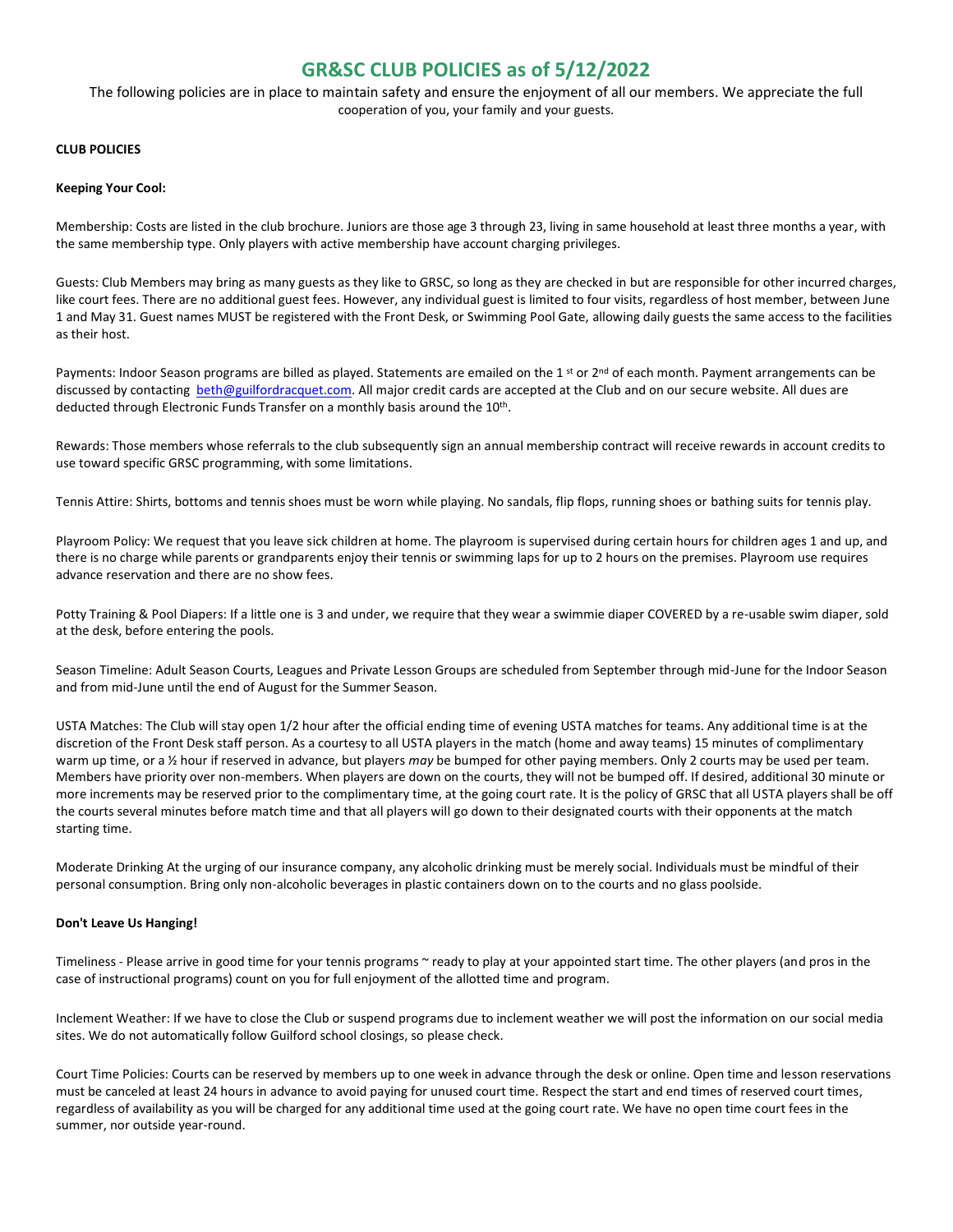# GR&SC CLUB POLICIES as of 5/12/2022

The following policies are in place to maintain safety and ensure the enjoyment of all our members. We appreciate the full cooperation of you, your family and your guests.

**CLUB POLICIES**

**Keeping Your Cool:**

Membership: Costs are listed in the club brochure. Juniors are those age 3 through 23, living in same household at least three months a year, with the same membership type. Only players with active membership have account charging privileges.

Guests: Club Members may bring as many guests as they like to GRSC, so long as they are checked in but are responsible for other incurred charges, like court fees. There are no additional guest fees. However, any individual guest is limited to four visits, regardless of host member, between June 1 and May 31. Guest names MUST be registered with the Front Desk, or Swimming Pool Gate, allowing daily guests the same access to the facilities as their host.

Payments: Indoor Season programs are billed as played. Statements are emailed on the 1st or 2nd of each month. Payment arrangements can be discussed by contacting beth@guilfordracquet.com. All major credit cards are accepted at the Club and on our secure website. All dues are deducted through Electronic Funds Transfer on a monthly basis around the 10th.

Rewards: Those members whose referrals to the club subsequently sign an annual membership contract will receive rewards in account credits to use toward specific GRSC programming, with some limitations.

Tennis Attire: Shirts, bottoms and tennis shoes must be worn while playing. No sandals, flip flops, running shoes or bathing suits for tennis play.

Playroom Policy: We request that you leave sick children at home. The playroom is supervised during certain hours for children ages 1 and up, and there is no charge while parents or grandparents enjoy their tennis or swimming laps for up to 2 hours on the premises. Playroom use requires advance reservation and there are no show fees.

Potty Training & Pool Diapers: If a little one is 3 and under, we require that they wear a swimmie diaper COVERED by a re-usable swim diaper, sold at the desk, before entering the pools.

Season Timeline: Adult Season Courts, Leagues and Private Lesson Groups are scheduled from September through mid-June for the Indoor Season and from mid-June until the end of August for the Summer Season.

USTA Matches: The Club will stay open 1/2 hour after the official ending time of evening USTA matches for teams. Any additional time is at the discretion of the Front Desk staff person. As a courtesy to all USTA players in the match (home and away teams) 15 minutes of complimentary warm up time, or a ½ hour if reserved in advance, but players *may* be bumped for other paying members. Only 2 courts may be used per team. Members have priority over non-members. When players are down on the courts, they will not be bumped off. If desired, additional 30 minute or more increments may be reserved prior to the complimentary time, at the going court rate. It is the policy of GRSC that all USTA players shall be off the courts several minutes before match time and that all players will go down to their designated courts with their opponents at the match starting time.

Moderate Drinking At the urging of our insurance company, any alcoholic drinking must be merely social. Individuals must be mindful of their personal consumption. Bring only non-alcoholic beverages in plastic containers down on to the courts and no glass poolside.

**Don't Leave Us Hanging!**

Timeliness - Please arrive in good time for your tennis programs ~ ready to play at your appointed start time. The other players (and pros in the case of instructional programs) count on you for full enjoyment of the allotted time and program.

Inclement Weather: If we have to close the Club or suspend programs due to inclement weather we will post the information on our social media sites. We do not automatically follow Guilford school closings, so please check.

Court Time Policies: Courts can be reserved by members up to one week in advance through the desk or online. Open time and lesson reservations must be canceled at least 24 hours in advance to avoid paying for unused court time. Respect the start and end times of reserved court times, regardless of availability as you will be charged for any additional time used at the going court rate. We have no open time court fees in the summer, nor outside year-round.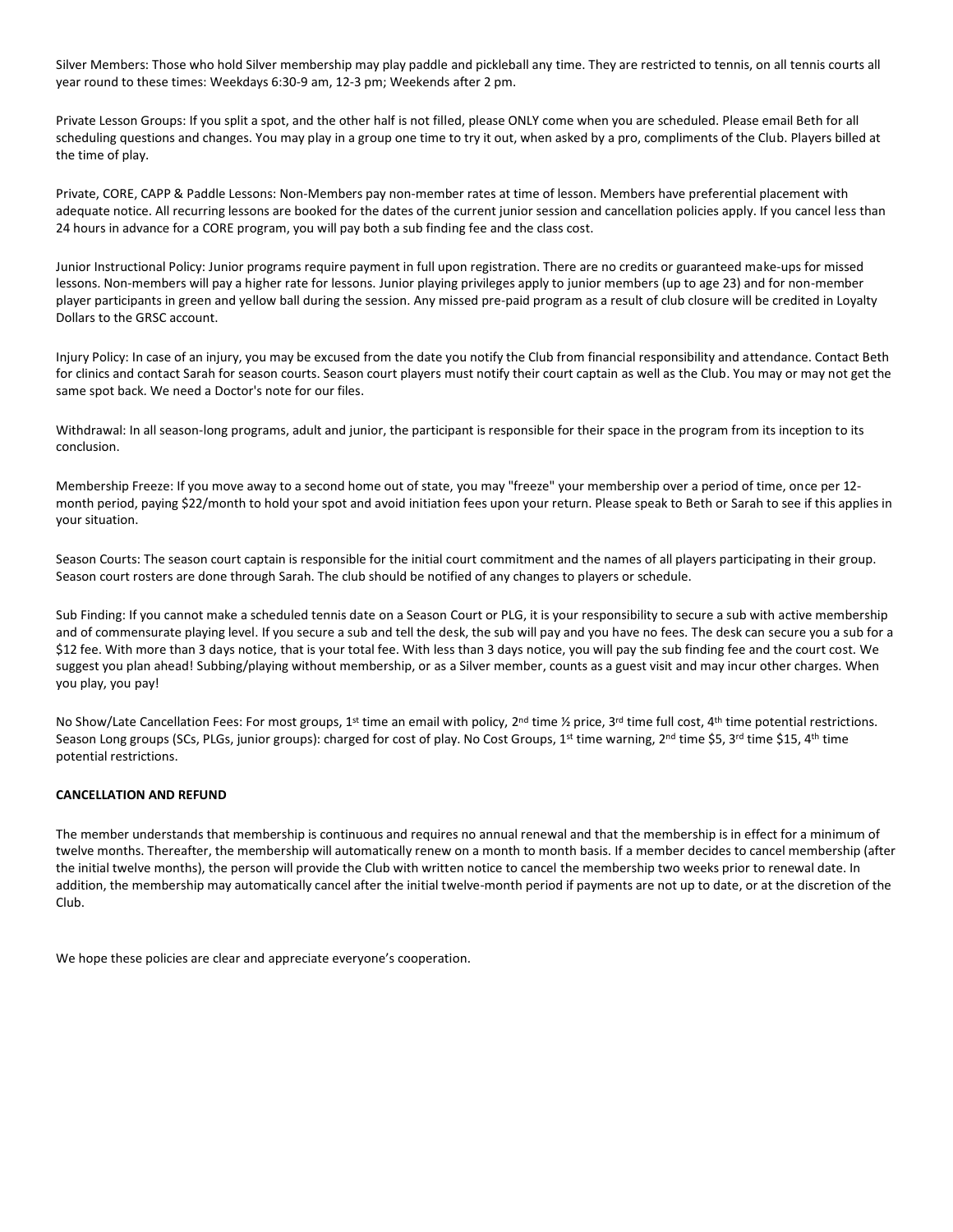Silver Members: Those who hold Silver membership may play paddle and pickleball any time. They are restricted to tennis, on all tennis courts all year round to these times: Weekdays 6:30-9 am, 12-3 pm; Weekends after 2 pm.

Private Lesson Groups: If you split a spot, and the other half is not filled, please ONLY come when you are scheduled. Please email Beth for all scheduling questions and changes. You may play in a group one time to try it out, when asked by a pro, compliments of the Club. Players billed at the time of play.

Private, CORE, CAPP & Paddle Lessons: Non-Members pay non-member rates at time of lesson. Members have preferential placement with adequate notice. All recurring lessons are booked for the dates of the current junior session and cancellation policies apply. If you cancel less than 24 hours in advance for a CORE program, you will pay both a sub finding fee and the class cost.

Junior Instructional Policy: Junior programs require payment in full upon registration. There are no credits or guaranteed make-ups for missed lessons. Non-members will pay a higher rate for lessons. Junior playing privileges apply to junior members (up to age 23) and for non-member player participants in green and yellow ball during the session. Any missed pre-paid program as a result of club closure will be credited in Loyalty Dollars to the GRSC account.

Injury Policy: In case of an injury, you may be excused from the date you notify the Club from financial responsibility and attendance. Contact Beth for clinics and contact Sarah for season courts. Season court players must notify their court captain as well as the Club. You may or may not get the same spot back. We need a Doctor's note for our files.

Withdrawal: In all season-long programs, adult and junior, the participant is responsible for their space in the program from its inception to its conclusion.

Membership Freeze: If you move away to a second home out of state, you may "freeze" your membership over a period of time, once per 12-month period, paying $22/month to hold your spot and avoid initiation fees upon your return. Please speak to Beth or Sarah to see if this applies in your situation.

Season Courts: The season court captain is responsible for the initial court commitment and the names of all players participating in their group. Season court rosters are done through Sarah. The club should be notified of any changes to players or schedule.

Sub Finding: If you cannot make a scheduled tennis date on a Season Court or PLG, it is your responsibility to secure a sub with active membership and of commensurate playing level. If you secure a sub and tell the desk, the sub will pay and you have no fees. The desk can secure you a sub for a $12 fee. With more than 3 days notice, that is your total fee. With less than 3 days notice, you will pay the sub finding fee and the court cost. We suggest you plan ahead! Subbing/playing without membership, or as a Silver member, counts as a guest visit and may incur other charges. When you play, you pay!

No Show/Late Cancellation Fees: For most groups, 1st time an email with policy, 2nd time ½ price, 3rd time full cost, 4th time potential restrictions. Season Long groups (SCs, PLGs, junior groups): charged for cost of play. No Cost Groups, 1st time warning, 2nd time $5, 3rd time $15, 4th time potential restrictions.

**CANCELLATION AND REFUND**

The member understands that membership is continuous and requires no annual renewal and that the membership is in effect for a minimum of twelve months. Thereafter, the membership will automatically renew on a month to month basis. If a member decides to cancel membership (after the initial twelve months), the person will provide the Club with written notice to cancel the membership two weeks prior to renewal date. In addition, the membership may automatically cancel after the initial twelve-month period if payments are not up to date, or at the discretion of the Club.

We hope these policies are clear and appreciate everyone's cooperation.